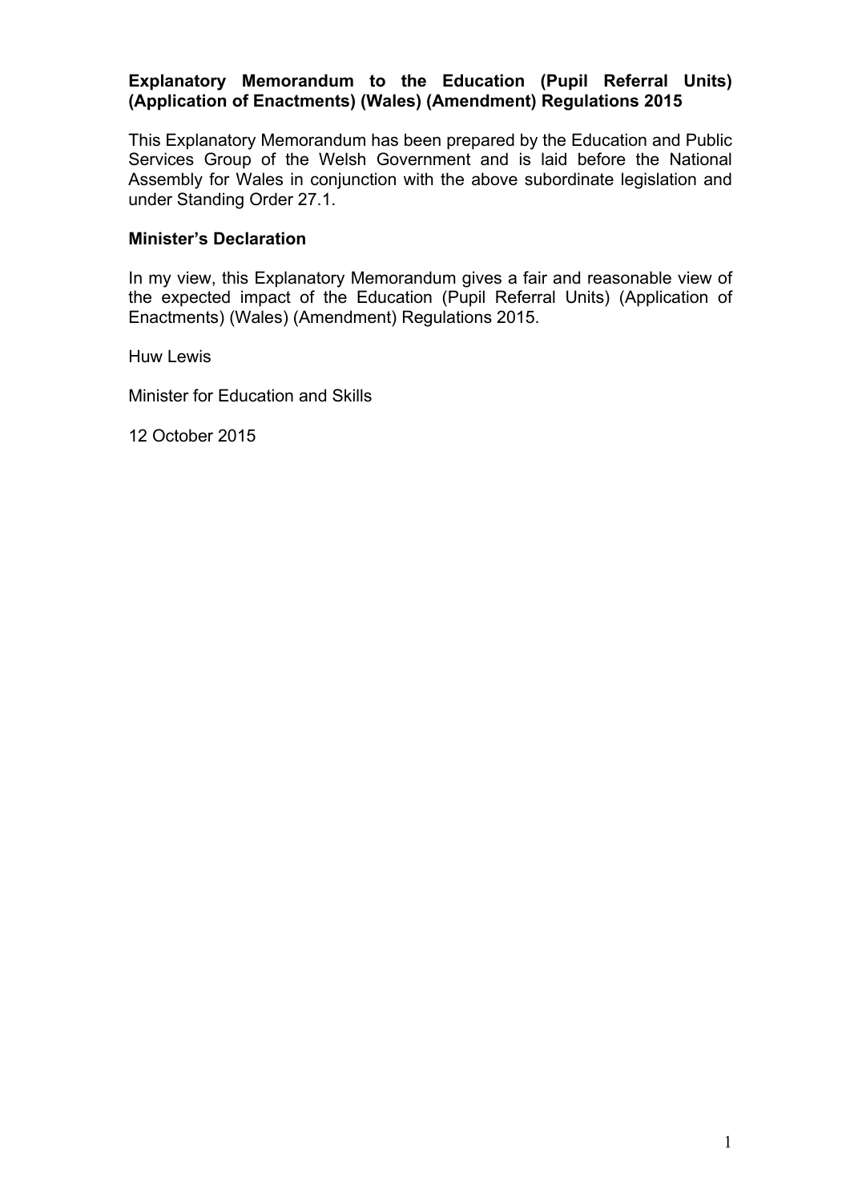# Explanatory Memorandum to the Education (Pupil Referral Units) (Application of Enactments) (Wales) (Amendment) Regulations 2015

This Explanatory Memorandum has been prepared by the Education and Public Services Group of the Welsh Government and is laid before the National Assembly for Wales in conjunction with the above subordinate legislation and under Standing Order 27.1.

## Minister's Declaration

In my view, this Explanatory Memorandum gives a fair and reasonable view of the expected impact of the Education (Pupil Referral Units) (Application of Enactments) (Wales) (Amendment) Regulations 2015.

Huw Lewis

Minister for Education and Skills

12 October 2015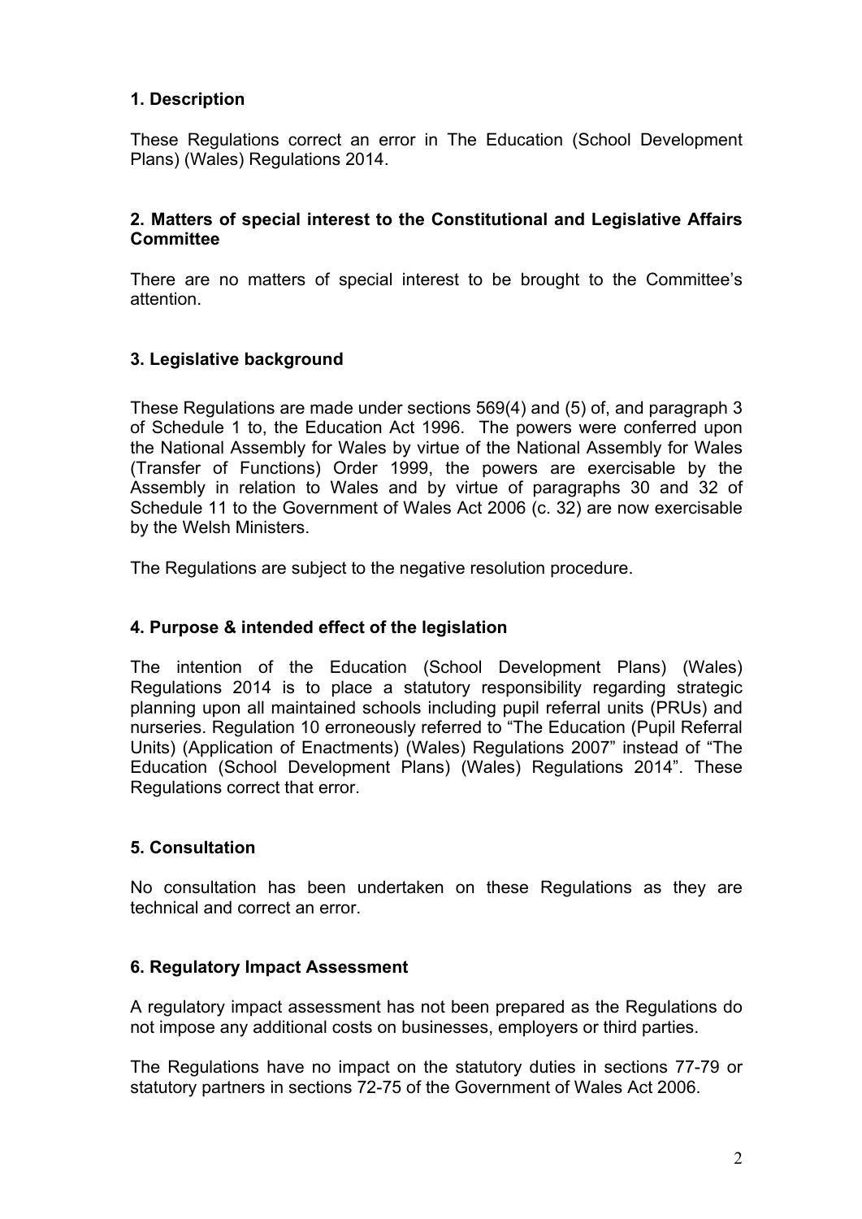## 1. Description

These Regulations correct an error in The Education (School Development Plans) (Wales) Regulations 2014.

## 2. Matters of special interest to the Constitutional and Legislative Affairs Committee

There are no matters of special interest to be brought to the Committee's attention.

## 3. Legislative background

These Regulations are made under sections 569(4) and (5) of, and paragraph 3 of Schedule 1 to, the Education Act 1996. The powers were conferred upon the National Assembly for Wales by virtue of the National Assembly for Wales (Transfer of Functions) Order 1999, the powers are exercisable by the Assembly in relation to Wales and by virtue of paragraphs 30 and 32 of Schedule 11 to the Government of Wales Act 2006 (c. 32) are now exercisable by the Welsh Ministers.

The Regulations are subject to the negative resolution procedure.

## 4. Purpose & intended effect of the legislation

The intention of the Education (School Development Plans) (Wales) Regulations 2014 is to place a statutory responsibility regarding strategic planning upon all maintained schools including pupil referral units (PRUs) and nurseries. Regulation 10 erroneously referred to "The Education (Pupil Referral Units) (Application of Enactments) (Wales) Regulations 2007" instead of "The Education (School Development Plans) (Wales) Regulations 2014". These Regulations correct that error.

## 5. Consultation

No consultation has been undertaken on these Regulations as they are technical and correct an error.

## 6. Regulatory Impact Assessment

A regulatory impact assessment has not been prepared as the Regulations do not impose any additional costs on businesses, employers or third parties.

The Regulations have no impact on the statutory duties in sections 77-79 or statutory partners in sections 72-75 of the Government of Wales Act 2006.